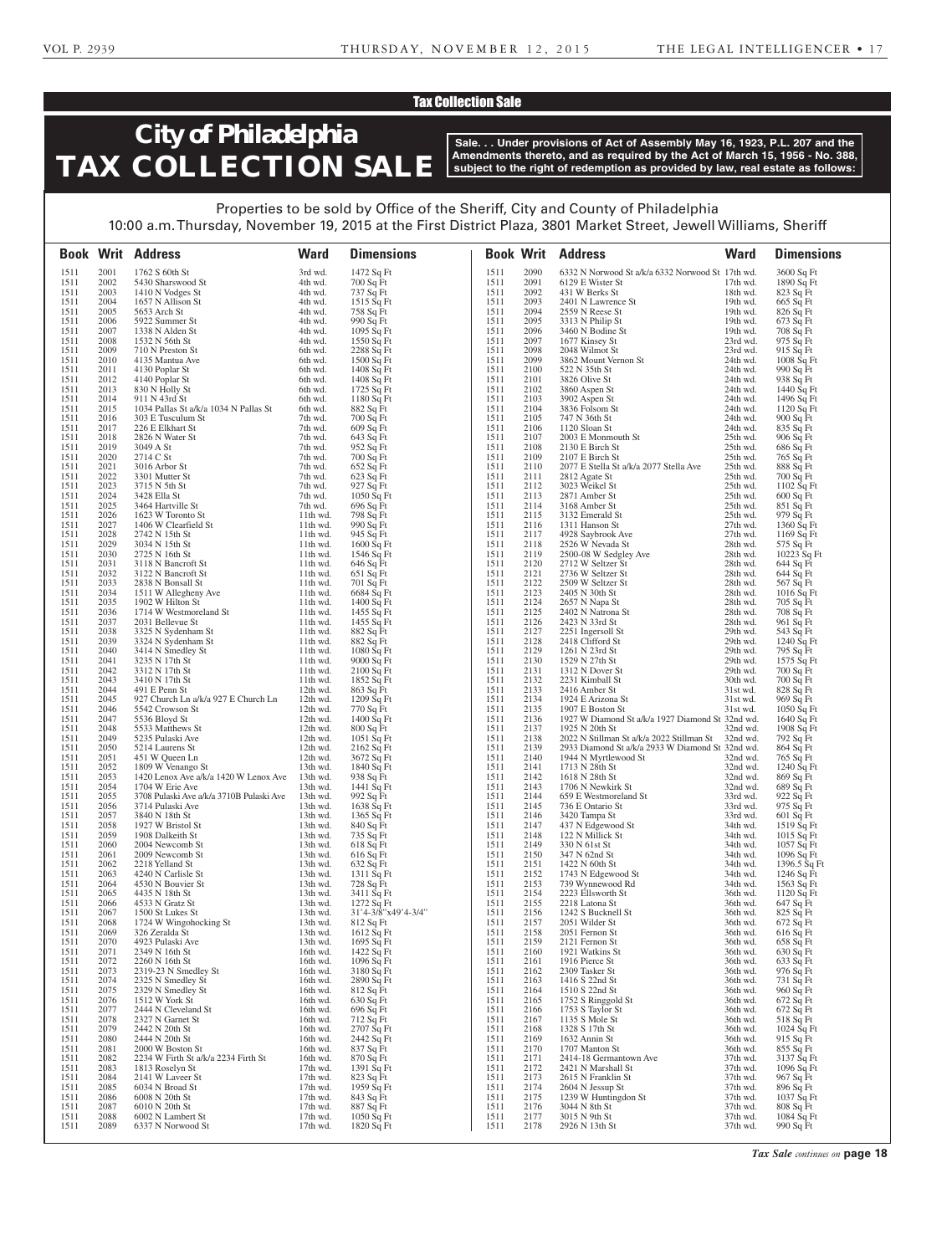Tax Collection Sale

# City of Philadelphia TAX COLLECTION SALE

**Sale. . . Under provisions of Act of Assembly May 16, 1923, P.L. 207 and the Amendments thereto, and as required by the Act of March 15, 1956 - No. 388, subject to the right of redemption as provided by law, real estate as follows:**

Properties to be sold by Office of the Sheriff, City and County of Philadelphia
10:00 a.m. Thursday, November 19, 2015 at the First District Plaza, 3801 Market Street, Jewell Williams, Sheriff

| Book | Writ | Address | Ward | Dimensions |
|---|---|---|---|---|
| 1511 | 2001 | 1762 S 60th St | 3rd wd. | 1472 Sq Ft |
| 1511 | 2002 | 5430 Sharswood St | 4th wd. | 700 Sq Ft |
| 1511 | 2003 | 1410 N Vodges St | 4th wd. | 737 Sq Ft |
| 1511 | 2004 | 1657 N Allison St | 4th wd. | 1515 Sq Ft |
| 1511 | 2005 | 5653 Arch St | 4th wd. | 758 Sq Ft |
| 1511 | 2006 | 5922 Summer St | 4th wd. | 990 Sq Ft |
| 1511 | 2007 | 1338 N Alden St | 4th wd. | 1095 Sq Ft |
| 1511 | 2008 | 1532 N 56th St | 4th wd. | 1550 Sq Ft |
| 1511 | 2009 | 710 N Preston St | 6th wd. | 2288 Sq Ft |
| 1511 | 2010 | 4135 Mantua Ave | 6th wd. | 1500 Sq Ft |
| 1511 | 2011 | 4130 Poplar St | 6th wd. | 1408 Sq Ft |
| 1511 | 2012 | 4140 Poplar St | 6th wd. | 1408 Sq Ft |
| 1511 | 2013 | 830 N Holly St | 6th wd. | 1725 Sq Ft |
| 1511 | 2014 | 911 N 43rd St | 6th wd. | 1180 Sq Ft |
| 1511 | 2015 | 1034 Pallas St a/k/a 1034 N Pallas St | 6th wd. | 882 Sq Ft |
| 1511 | 2016 | 303 E Tusculum St | 7th wd. | 700 Sq Ft |
| 1511 | 2017 | 226 E Elkhart St | 7th wd. | 609 Sq Ft |
| 1511 | 2018 | 2826 N Water St | 7th wd. | 643 Sq Ft |
| 1511 | 2019 | 3049 A St | 7th wd. | 952 Sq Ft |
| 1511 | 2020 | 2714 C St | 7th wd. | 700 Sq Ft |
| 1511 | 2021 | 3016 Arbor St | 7th wd. | 652 Sq Ft |
| 1511 | 2022 | 3301 Mutter St | 7th wd. | 623 Sq Ft |
| 1511 | 2023 | 3715 N 5th St | 7th wd. | 927 Sq Ft |
| 1511 | 2024 | 3428 Ella St | 7th wd. | 1050 Sq Ft |
| 1511 | 2025 | 3464 Hartville St | 7th wd. | 696 Sq Ft |
| 1511 | 2026 | 1623 W Toronto St | 11th wd. | 798 Sq Ft |
| 1511 | 2027 | 1406 W Clearfield St | 11th wd. | 990 Sq Ft |
| 1511 | 2028 | 2742 N 15th St | 11th wd. | 945 Sq Ft |
| 1511 | 2029 | 3034 N 15th St | 11th wd. | 1600 Sq Ft |
| 1511 | 2030 | 2725 N 16th St | 11th wd. | 1546 Sq Ft |
| 1511 | 2031 | 3118 N Bancroft St | 11th wd. | 646 Sq Ft |
| 1511 | 2032 | 3122 N Bancroft St | 11th wd. | 651 Sq Ft |
| 1511 | 2033 | 2838 N Bonsall St | 11th wd. | 701 Sq Ft |
| 1511 | 2034 | 1511 W Allegheny Ave | 11th wd. | 6684 Sq Ft |
| 1511 | 2035 | 1902 W Hilton St | 11th wd. | 1400 Sq Ft |
| 1511 | 2036 | 1714 W Westmoreland St | 11th wd. | 1455 Sq Ft |
| 1511 | 2037 | 2031 Bellevue St | 11th wd. | 1455 Sq Ft |
| 1511 | 2038 | 3325 N Sydenham St | 11th wd. | 882 Sq Ft |
| 1511 | 2039 | 3324 N Sydenham St | 11th wd. | 882 Sq Ft |
| 1511 | 2040 | 3414 N Smedley St | 11th wd. | 1080 Sq Ft |
| 1511 | 2041 | 3235 N 17th St | 11th wd. | 9000 Sq Ft |
| 1511 | 2042 | 3312 N 17th St | 11th wd. | 2100 Sq Ft |
| 1511 | 2043 | 3410 N 17th St | 11th wd. | 1852 Sq Ft |
| 1511 | 2044 | 491 E Penn St | 12th wd. | 863 Sq Ft |
| 1511 | 2045 | 927 Church Ln a/k/a 927 E Church Ln | 12th wd. | 1209 Sq Ft |
| 1511 | 2046 | 5542 Crowson St | 12th wd. | 770 Sq Ft |
| 1511 | 2047 | 5536 Bloyd St | 12th wd. | 1400 Sq Ft |
| 1511 | 2048 | 5533 Matthews St | 12th wd. | 800 Sq Ft |
| 1511 | 2049 | 5235 Pulaski Ave | 12th wd. | 1051 Sq Ft |
| 1511 | 2050 | 5214 Laurens St | 12th wd. | 2162 Sq Ft |
| 1511 | 2051 | 451 W Queen Ln | 12th wd. | 3672 Sq Ft |
| 1511 | 2052 | 1809 W Venango St | 13th wd. | 1840 Sq Ft |
| 1511 | 2053 | 1420 Lenox Ave a/k/a 1420 W Lenox Ave | 13th wd. | 938 Sq Ft |
| 1511 | 2054 | 1704 W Erie Ave | 13th wd. | 1441 Sq Ft |
| 1511 | 2055 | 3708 Pulaski Ave a/k/a 3710B Pulaski Ave | 13th wd. | 992 Sq Ft |
| 1511 | 2056 | 3714 Pulaski Ave | 13th wd. | 1638 Sq Ft |
| 1511 | 2057 | 3840 N 18th St | 13th wd. | 1365 Sq Ft |
| 1511 | 2058 | 1927 W Bristol St | 13th wd. | 840 Sq Ft |
| 1511 | 2059 | 1908 Dalkeith St | 13th wd. | 735 Sq Ft |
| 1511 | 2060 | 2004 Newcomb St | 13th wd. | 618 Sq Ft |
| 1511 | 2061 | 2009 Newcomb St | 13th wd. | 616 Sq Ft |
| 1511 | 2062 | 2218 Yelland St | 13th wd. | 632 Sq Ft |
| 1511 | 2063 | 4240 N Carlisle St | 13th wd. | 1311 Sq Ft |
| 1511 | 2064 | 4530 N Bouvier St | 13th wd. | 728 Sq Ft |
| 1511 | 2065 | 4435 N 18th St | 13th wd. | 3411 Sq Ft |
| 1511 | 2066 | 4533 N Gratz St | 13th wd. | 1272 Sq Ft |
| 1511 | 2067 | 1500 St Lukes St | 13th wd. | 31'4-3/8"x49'4-3/4" |
| 1511 | 2068 | 1724 W Wingohocking St | 13th wd. | 812 Sq Ft |
| 1511 | 2069 | 326 Zeralda St | 13th wd. | 1612 Sq Ft |
| 1511 | 2070 | 4923 Pulaski Ave | 13th wd. | 1695 Sq Ft |
| 1511 | 2071 | 2349 N 16th St | 16th wd. | 1422 Sq Ft |
| 1511 | 2072 | 2260 N 16th St | 16th wd. | 1096 Sq Ft |
| 1511 | 2073 | 2319-23 N Smedley St | 16th wd. | 3180 Sq Ft |
| 1511 | 2074 | 2325 N Smedley St | 16th wd. | 2890 Sq Ft |
| 1511 | 2075 | 2329 N Smedley St | 16th wd. | 812 Sq Ft |
| 1511 | 2076 | 1512 W York St | 16th wd. | 630 Sq Ft |
| 1511 | 2077 | 2444 N Cleveland St | 16th wd. | 696 Sq Ft |
| 1511 | 2078 | 2327 N Garnet St | 16th wd. | 712 Sq Ft |
| 1511 | 2079 | 2442 N 20th St | 16th wd. | 2707 Sq Ft |
| 1511 | 2080 | 2444 N 20th St | 16th wd. | 2442 Sq Ft |
| 1511 | 2081 | 2000 W Boston St | 16th wd. | 837 Sq Ft |
| 1511 | 2082 | 2234 W Firth St a/k/a 2234 Firth St | 16th wd. | 870 Sq Ft |
| 1511 | 2083 | 1813 Roselyn St | 17th wd. | 1391 Sq Ft |
| 1511 | 2084 | 2141 W Laveer St | 17th wd. | 823 Sq Ft |
| 1511 | 2085 | 6034 N Broad St | 17th wd. | 1959 Sq Ft |
| 1511 | 2086 | 6008 N 20th St | 17th wd. | 843 Sq Ft |
| 1511 | 2087 | 6010 N 20th St | 17th wd. | 887 Sq Ft |
| 1511 | 2088 | 6002 N Lambert St | 17th wd. | 1050 Sq Ft |
| 1511 | 2089 | 6337 N Norwood St | 17th wd. | 1820 Sq Ft |
| 1511 | 2090 | 6332 N Norwood St a/k/a 6332 Norwood St | 17th wd. | 3600 Sq Ft |
| 1511 | 2091 | 6129 E Wister St | 17th wd. | 1890 Sq Ft |
| 1511 | 2092 | 431 W Berks St | 18th wd. | 823 Sq Ft |
| 1511 | 2093 | 2401 N Lawrence St | 19th wd. | 665 Sq Ft |
| 1511 | 2094 | 2559 N Reese St | 19th wd. | 826 Sq Ft |
| 1511 | 2095 | 3313 N Philip St | 19th wd. | 673 Sq Ft |
| 1511 | 2096 | 3460 N Bodine St | 19th wd. | 708 Sq Ft |
| 1511 | 2097 | 1677 Kinsey St | 23rd wd. | 975 Sq Ft |
| 1511 | 2098 | 2048 Wilmot St | 23rd wd. | 915 Sq Ft |
| 1511 | 2099 | 3862 Mount Vernon St | 24th wd. | 1008 Sq Ft |
| 1511 | 2100 | 522 N 35th St | 24th wd. | 990 Sq Ft |
| 1511 | 2101 | 3826 Olive St | 24th wd. | 938 Sq Ft |
| 1511 | 2102 | 3860 Aspen St | 24th wd. | 1440 Sq Ft |
| 1511 | 2103 | 3902 Aspen St | 24th wd. | 1496 Sq Ft |
| 1511 | 2104 | 3836 Folsom St | 24th wd. | 1120 Sq Ft |
| 1511 | 2105 | 747 N 36th St | 24th wd. | 900 Sq Ft |
| 1511 | 2106 | 1120 Sloan St | 24th wd. | 835 Sq Ft |
| 1511 | 2107 | 2003 E Monmouth St | 25th wd. | 906 Sq Ft |
| 1511 | 2108 | 2130 E Birch St | 25th wd. | 686 Sq Ft |
| 1511 | 2109 | 2107 E Birch St | 25th wd. | 765 Sq Ft |
| 1511 | 2110 | 2077 E Stella St a/k/a 2077 Stella Ave | 25th wd. | 888 Sq Ft |
| 1511 | 2111 | 2812 Agate St | 25th wd. | 700 Sq Ft |
| 1511 | 2112 | 3023 Weikel St | 25th wd. | 1102 Sq Ft |
| 1511 | 2113 | 2871 Amber St | 25th wd. | 600 Sq Ft |
| 1511 | 2114 | 3168 Amber St | 25th wd. | 851 Sq Ft |
| 1511 | 2115 | 3132 Emerald St | 25th wd. | 979 Sq Ft |
| 1511 | 2116 | 1311 Hanson St | 27th wd. | 1360 Sq Ft |
| 1511 | 2117 | 4928 Saybrook Ave | 27th wd. | 1169 Sq Ft |
| 1511 | 2118 | 2526 W Nevada St | 28th wd. | 575 Sq Ft |
| 1511 | 2119 | 2500-08 W Sedgley Ave | 28th wd. | 10223 Sq Ft |
| 1511 | 2120 | 2712 W Seltzer St | 28th wd. | 644 Sq Ft |
| 1511 | 2121 | 2736 W Seltzer St | 28th wd. | 644 Sq Ft |
| 1511 | 2122 | 2509 W Seltzer St | 28th wd. | 567 Sq Ft |
| 1511 | 2123 | 2405 N 30th St | 28th wd. | 1016 Sq Ft |
| 1511 | 2124 | 2657 N Napa St | 28th wd. | 705 Sq Ft |
| 1511 | 2125 | 2402 N Natrona St | 28th wd. | 708 Sq Ft |
| 1511 | 2126 | 2423 N 33rd St | 28th wd. | 961 Sq Ft |
| 1511 | 2127 | 2251 Ingersoll St | 29th wd. | 543 Sq Ft |
| 1511 | 2128 | 2418 Clifford St | 29th wd. | 1240 Sq Ft |
| 1511 | 2129 | 1261 N 23rd St | 29th wd. | 795 Sq Ft |
| 1511 | 2130 | 1529 N 27th St | 29th wd. | 1575 Sq Ft |
| 1511 | 2131 | 1312 N Dover St | 29th wd. | 700 Sq Ft |
| 1511 | 2132 | 2231 Kimball St | 30th wd. | 700 Sq Ft |
| 1511 | 2133 | 2416 Amber St | 31st wd. | 828 Sq Ft |
| 1511 | 2134 | 1924 E Arizona St | 31st wd. | 969 Sq Ft |
| 1511 | 2135 | 1907 E Boston St | 31st wd. | 1050 Sq Ft |
| 1511 | 2136 | 1927 W Diamond St a/k/a 1927 Diamond St | 32nd wd. | 1640 Sq Ft |
| 1511 | 2137 | 1925 N 20th St | 32nd wd. | 1908 Sq Ft |
| 1511 | 2138 | 2022 N Stillman St a/k/a 2022 Stillman St | 32nd wd. | 792 Sq Ft |
| 1511 | 2139 | 2933 Diamond St a/k/a 2933 W Diamond St | 32nd wd. | 864 Sq Ft |
| 1511 | 2140 | 1944 N Myrtlewood St | 32nd wd. | 765 Sq Ft |
| 1511 | 2141 | 1713 N 28th St | 32nd wd. | 1240 Sq Ft |
| 1511 | 2142 | 1618 N 28th St | 32nd wd. | 869 Sq Ft |
| 1511 | 2143 | 1706 N Newkirk St | 32nd wd. | 689 Sq Ft |
| 1511 | 2144 | 659 E Westmoreland St | 33rd wd. | 922 Sq Ft |
| 1511 | 2145 | 736 E Ontario St | 33rd wd. | 975 Sq Ft |
| 1511 | 2146 | 3420 Tampa St | 33rd wd. | 601 Sq Ft |
| 1511 | 2147 | 437 N Edgewood St | 34th wd. | 1519 Sq Ft |
| 1511 | 2148 | 122 N Millick St | 34th wd. | 1015 Sq Ft |
| 1511 | 2149 | 330 N 61st St | 34th wd. | 1057 Sq Ft |
| 1511 | 2150 | 347 N 62nd St | 34th wd. | 1096 Sq Ft |
| 1511 | 2151 | 1422 N 60th St | 34th wd. | 1396.5 Sq Ft |
| 1511 | 2152 | 1743 N Edgewood St | 34th wd. | 1246 Sq Ft |
| 1511 | 2153 | 739 Wynnewood Rd | 34th wd. | 1563 Sq Ft |
| 1511 | 2154 | 2223 Ellsworth St | 36th wd. | 1120 Sq Ft |
| 1511 | 2155 | 2218 Latona St | 36th wd. | 647 Sq Ft |
| 1511 | 2156 | 1242 S Bucknell St | 36th wd. | 825 Sq Ft |
| 1511 | 2157 | 2051 Wilder St | 36th wd. | 672 Sq Ft |
| 1511 | 2158 | 2051 Fernon St | 36th wd. | 616 Sq Ft |
| 1511 | 2159 | 2121 Fernon St | 36th wd. | 658 Sq Ft |
| 1511 | 2160 | 1921 Watkins St | 36th wd. | 630 Sq Ft |
| 1511 | 2161 | 1916 Pierce St | 36th wd. | 633 Sq Ft |
| 1511 | 2162 | 2309 Tasker St | 36th wd. | 976 Sq Ft |
| 1511 | 2163 | 1416 S 22nd St | 36th wd. | 731 Sq Ft |
| 1511 | 2164 | 1510 S 22nd St | 36th wd. | 960 Sq Ft |
| 1511 | 2165 | 1752 S Ringgold St | 36th wd. | 672 Sq Ft |
| 1511 | 2166 | 1753 S Taylor St | 36th wd. | 672 Sq Ft |
| 1511 | 2167 | 1135 S Mole St | 36th wd. | 518 Sq Ft |
| 1511 | 2168 | 1328 S 17th St | 36th wd. | 1024 Sq Ft |
| 1511 | 2169 | 1632 Annin St | 36th wd. | 915 Sq Ft |
| 1511 | 2170 | 1707 Manton St | 36th wd. | 855 Sq Ft |
| 1511 | 2171 | 2414-18 Germantown Ave | 37th wd. | 3137 Sq Ft |
| 1511 | 2172 | 2421 N Marshall St | 37th wd. | 1096 Sq Ft |
| 1511 | 2173 | 2615 N Franklin St | 37th wd. | 967 Sq Ft |
| 1511 | 2174 | 2604 N Jessup St | 37th wd. | 896 Sq Ft |
| 1511 | 2175 | 1239 W Huntingdon St | 37th wd. | 1037 Sq Ft |
| 1511 | 2176 | 3044 N 8th St | 37th wd. | 808 Sq Ft |
| 1511 | 2177 | 3015 N 9th St | 37th wd. | 1084 Sq Ft |
| 1511 | 2178 | 2926 N 13th St | 37th wd. | 990 Sq Ft |

*Tax Sale continues on* **page 18**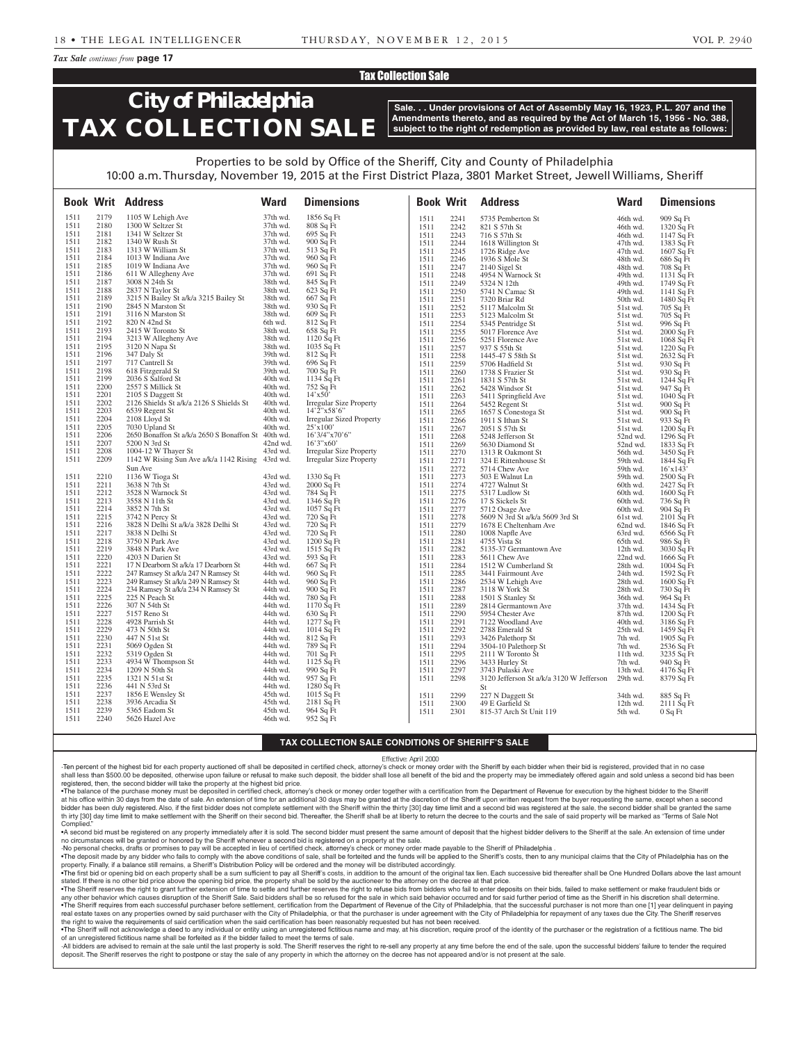*Tax Sale continues from* **page 17**

## Tax Collection Sale

# City of Philadelphia
# TAX COLLECTION SALE

**Sale. . . Under provisions of Act of Assembly May 16, 1923, P.L. 207 and the Amendments thereto, and as required by the Act of March 15, 1956 - No. 388, subject to the right of redemption as provided by law, real estate as follows:**

Properties to be sold by Office of the Sheriff, City and County of Philadelphia
10:00 a.m. Thursday, November 19, 2015 at the First District Plaza, 3801 Market Street, Jewell Williams, Sheriff

| Book | Writ | Address | Ward | Dimensions |
|---|---|---|---|---|
| 1511 | 2179 | 1105 W Lehigh Ave | 37th wd. | 1856 Sq Ft |
| 1511 | 2180 | 1300 W Seltzer St | 37th wd. | 808 Sq Ft |
| 1511 | 2181 | 1341 W Seltzer St | 37th wd. | 695 Sq Ft |
| 1511 | 2182 | 1340 W Rush St | 37th wd. | 900 Sq Ft |
| 1511 | 2183 | 1313 W William St | 37th wd. | 513 Sq Ft |
| 1511 | 2184 | 1013 W Indiana Ave | 37th wd. | 960 Sq Ft |
| 1511 | 2185 | 1019 W Indiana Ave | 37th wd. | 960 Sq Ft |
| 1511 | 2186 | 611 W Allegheny Ave | 37th wd. | 691 Sq Ft |
| 1511 | 2187 | 3008 N 24th St | 38th wd. | 845 Sq Ft |
| 1511 | 2188 | 2837 N Taylor St | 38th wd. | 623 Sq Ft |
| 1511 | 2189 | 3215 N Bailey St a/k/a 3215 Bailey St | 38th wd. | 667 Sq Ft |
| 1511 | 2190 | 2845 N Marston St | 38th wd. | 930 Sq Ft |
| 1511 | 2191 | 3116 N Marston St | 38th wd. | 609 Sq Ft |
| 1511 | 2192 | 820 N 42nd St | 6th wd. | 812 Sq Ft |
| 1511 | 2193 | 2415 W Toronto St | 38th wd. | 658 Sq Ft |
| 1511 | 2194 | 3213 W Allegheny Ave | 38th wd. | 1120 Sq Ft |
| 1511 | 2195 | 3120 N Napa St | 38th wd. | 1035 Sq Ft |
| 1511 | 2196 | 347 Daly St | 39th wd. | 812 Sq Ft |
| 1511 | 2197 | 717 Cantrell St | 39th wd. | 696 Sq Ft |
| 1511 | 2198 | 618 Fitzgerald St | 39th wd. | 700 Sq Ft |
| 1511 | 2199 | 2036 S Salford St | 40th wd. | 1134 Sq Ft |
| 1511 | 2200 | 2557 S Millick St | 40th wd. | 752 Sq Ft |
| 1511 | 2201 | 2105 S Daggett St | 40th wd. | 14'x50' |
| 1511 | 2202 | 2126 Shields St a/k/a 2126 S Shields St | 40th wd. | Irregular Size Property |
| 1511 | 2203 | 6539 Regent St | 40th wd. | 14'2"x58'6" |
| 1511 | 2204 | 2108 Lloyd St | 40th wd. | Irregular Sized Property |
| 1511 | 2205 | 7030 Upland St | 40th wd. | 25'x100' |
| 1511 | 2206 | 2650 Bonaffon St a/k/a 2650 S Bonaffon St | 40th wd. | 16'3/4"x70'6" |
| 1511 | 2207 | 5200 N 3rd St | 42nd wd. | 16'3"x60' |
| 1511 | 2208 | 1004-12 W Thayer St | 43rd wd. | Irregular Size Property |
| 1511 | 2209 | 1142 W Rising Sun Ave a/k/a 1142 Rising Sun Ave | 43rd wd. | Irregular Size Property |
| 1511 | 2210 | 1136 W Tioga St | 43rd wd. | 1330 Sq Ft |
| 1511 | 2211 | 3638 N 7th St | 43rd wd. | 2000 Sq Ft |
| 1511 | 2212 | 3528 N Warnock St | 43rd wd. | 784 Sq Ft |
| 1511 | 2213 | 3558 N 11th St | 43rd wd. | 1346 Sq Ft |
| 1511 | 2214 | 3852 N 7th St | 43rd wd. | 1057 Sq Ft |
| 1511 | 2215 | 3742 N Percy St | 43rd wd. | 720 Sq Ft |
| 1511 | 2216 | 3828 N Delhi St a/k/a 3828 Delhi St | 43rd wd. | 720 Sq Ft |
| 1511 | 2217 | 3838 N Delhi St | 43rd wd. | 720 Sq Ft |
| 1511 | 2218 | 3750 N Park Ave | 43rd wd. | 1200 Sq Ft |
| 1511 | 2219 | 3848 N Park Ave | 43rd wd. | 1515 Sq Ft |
| 1511 | 2220 | 4203 N Darien St | 43rd wd. | 593 Sq Ft |
| 1511 | 2221 | 17 N Dearborn St a/k/a 17 Dearborn St | 44th wd. | 667 Sq Ft |
| 1511 | 2222 | 247 Ramsey St a/k/a 247 N Ramsey St | 44th wd. | 960 Sq Ft |
| 1511 | 2223 | 249 Ramsey St a/k/a 249 N Ramsey St | 44th wd. | 960 Sq Ft |
| 1511 | 2224 | 234 Ramsey St a/k/a 234 N Ramsey St | 44th wd. | 900 Sq Ft |
| 1511 | 2225 | 225 N Peach St | 44th wd. | 780 Sq Ft |
| 1511 | 2226 | 307 N 54th St | 44th wd. | 1170 Sq Ft |
| 1511 | 2227 | 5157 Reno St | 44th wd. | 630 Sq Ft |
| 1511 | 2228 | 4928 Parrish St | 44th wd. | 1277 Sq Ft |
| 1511 | 2229 | 473 N 50th St | 44th wd. | 1014 Sq Ft |
| 1511 | 2230 | 447 N 51st St | 44th wd. | 812 Sq Ft |
| 1511 | 2231 | 5069 Ogden St | 44th wd. | 789 Sq Ft |
| 1511 | 2232 | 5319 Ogden St | 44th wd. | 701 Sq Ft |
| 1511 | 2233 | 4934 W Thompson St | 44th wd. | 1125 Sq Ft |
| 1511 | 2234 | 1209 N 50th St | 44th wd. | 990 Sq Ft |
| 1511 | 2235 | 1321 N 51st St | 44th wd. | 957 Sq Ft |
| 1511 | 2236 | 441 N 53rd St | 44th wd. | 1280 Sq Ft |
| 1511 | 2237 | 1856 E Wensley St | 45th wd. | 1015 Sq Ft |
| 1511 | 2238 | 3936 Arcadia St | 45th wd. | 2181 Sq Ft |
| 1511 | 2239 | 5365 Eadom St | 45th wd. | 964 Sq Ft |
| 1511 | 2240 | 5626 Hazel Ave | 46th wd. | 952 Sq Ft |
| 1511 | 2241 | 5735 Pemberton St | 46th wd. | 909 Sq Ft |
| 1511 | 2242 | 821 S 57th St | 46th wd. | 1320 Sq Ft |
| 1511 | 2243 | 716 S 57th St | 46th wd. | 1147 Sq Ft |
| 1511 | 2244 | 1618 Willington St | 47th wd. | 1383 Sq Ft |
| 1511 | 2245 | 1726 Ridge Ave | 47th wd. | 1607 Sq Ft |
| 1511 | 2246 | 1936 S Mole St | 48th wd. | 686 Sq Ft |
| 1511 | 2247 | 2140 Sigel St | 48th wd. | 708 Sq Ft |
| 1511 | 2248 | 4954 N Warnock St | 49th wd. | 1131 Sq Ft |
| 1511 | 2249 | 5324 N 12th | 49th wd. | 1749 Sq Ft |
| 1511 | 2250 | 5741 N Camac St | 49th wd. | 1141 Sq Ft |
| 1511 | 2251 | 7320 Briar Rd | 50th wd. | 1480 Sq Ft |
| 1511 | 2252 | 5117 Malcolm St | 51st wd. | 705 Sq Ft |
| 1511 | 2253 | 5123 Malcolm St | 51st wd. | 705 Sq Ft |
| 1511 | 2254 | 5345 Pentridge St | 51st wd. | 996 Sq Ft |
| 1511 | 2255 | 5017 Florence Ave | 51st wd. | 2000 Sq Ft |
| 1511 | 2256 | 5251 Florence Ave | 51st wd. | 1068 Sq Ft |
| 1511 | 2257 | 937 S 55th St | 51st wd. | 1220 Sq Ft |
| 1511 | 2258 | 1445-47 S 58th St | 51st wd. | 2632 Sq Ft |
| 1511 | 2259 | 5706 Hadfield St | 51st wd. | 930 Sq Ft |
| 1511 | 2260 | 1738 S Frazier St | 51st wd. | 930 Sq Ft |
| 1511 | 2261 | 1831 S 57th St | 51st wd. | 1244 Sq Ft |
| 1511 | 2262 | 5428 Windsor St | 51st wd. | 947 Sq Ft |
| 1511 | 2263 | 5411 Springfield Ave | 51st wd. | 1040 Sq Ft |
| 1511 | 2264 | 5452 Regent St | 51st wd. | 900 Sq Ft |
| 1511 | 2265 | 1657 S Conestoga St | 51st wd. | 900 Sq Ft |
| 1511 | 2266 | 1911 S Ithan St | 51st wd. | 933 Sq Ft |
| 1511 | 2267 | 2051 S 57th St | 51st wd. | 1200 Sq Ft |
| 1511 | 2268 | 5248 Jefferson St | 52nd wd. | 1296 Sq Ft |
| 1511 | 2269 | 5630 Diamond St | 52nd wd. | 1833 Sq Ft |
| 1511 | 2270 | 1313 R Oakmont St | 56th wd. | 3450 Sq Ft |
| 1511 | 2271 | 324 E Rittenhouse St | 59th wd. | 1844 Sq Ft |
| 1511 | 2272 | 5714 Chew Ave | 59th wd. | 16'x143' |
| 1511 | 2273 | 503 E Walnut Ln | 59th wd. | 2500 Sq Ft |
| 1511 | 2274 | 4727 Walnut St | 60th wd. | 2427 Sq Ft |
| 1511 | 2275 | 5317 Ludlow St | 60th wd. | 1600 Sq Ft |
| 1511 | 2276 | 17 S Sickels St | 60th wd. | 736 Sq Ft |
| 1511 | 2277 | 5712 Osage Ave | 60th wd. | 904 Sq Ft |
| 1511 | 2278 | 5609 N 3rd St a/k/a 5609 3rd St | 61st wd. | 2101 Sq Ft |
| 1511 | 2279 | 1678 E Cheltenham Ave | 62nd wd. | 1846 Sq Ft |
| 1511 | 2280 | 1008 Napfle Ave | 63rd wd. | 6566 Sq Ft |
| 1511 | 2281 | 4755 Vista St | 65th wd. | 986 Sq Ft |
| 1511 | 2282 | 5135-37 Germantown Ave | 12th wd. | 3030 Sq Ft |
| 1511 | 2283 | 5611 Chew Ave | 22nd wd. | 1666 Sq Ft |
| 1511 | 2284 | 1512 W Cumberland St | 28th wd. | 1004 Sq Ft |
| 1511 | 2285 | 3441 Fairmount Ave | 24th wd. | 1592 Sq Ft |
| 1511 | 2286 | 2534 W Lehigh Ave | 28th wd. | 1600 Sq Ft |
| 1511 | 2287 | 3118 W York St | 28th wd. | 730 Sq Ft |
| 1511 | 2288 | 1501 S Stanley St | 36th wd. | 964 Sq Ft |
| 1511 | 2289 | 2814 Germantown Ave | 37th wd. | 1434 Sq Ft |
| 1511 | 2290 | 5954 Chester Ave | 87th wd. | 1200 Sq Ft |
| 1511 | 2291 | 7122 Woodland Ave | 40th wd. | 3186 Sq Ft |
| 1511 | 2292 | 2788 Emerald St | 25th wd. | 1459 Sq Ft |
| 1511 | 2293 | 3426 Palethorp St | 7th wd. | 1905 Sq Ft |
| 1511 | 2294 | 3504-10 Palethorp St | 7th wd. | 2536 Sq Ft |
| 1511 | 2295 | 2111 W Toronto St | 11th wd. | 3235 Sq Ft |
| 1511 | 2296 | 3433 Hurley St | 7th wd. | 940 Sq Ft |
| 1511 | 2297 | 3743 Pulaski Ave | 13th wd. | 4176 Sq Ft |
| 1511 | 2298 | 3120 Jefferson St a/k/a 3120 W Jefferson St | 29th wd. | 8379 Sq Ft |
| 1511 | 2299 | 227 N Daggett St | 34th wd. | 885 Sq Ft |
| 1511 | 2300 | 49 E Garfield St | 12th wd. | 2111 Sq Ft |
| 1511 | 2301 | 815-37 Arch St Unit 119 | 5th wd. | 0 Sq Ft |

### TAX COLLECTION SALE CONDITIONS OF SHERIFF'S SALE

*Effective: April 2000*

·Ten percent of the highest bid for each property auctioned off shall be deposited in certified check, attorney's check or money order with the Sheriff by each bidder when their bid is registered, provided that in no case shall less than $500.00 be deposited, otherwise upon failure or refusal to make such deposit, the bidder shall lose all benefit of the bid and the property may be immediately offered again and sold unless a second bid has been registered, then, the second bidder will take the property at the highest bid price.

•The balance of the purchase money must be deposited in certified check, attorney's check or money order together with a certification from the Department of Revenue for execution by the highest bidder to the Sheriff at his office within 30 days from the date of sale. An extension of time for an additional 30 days may be granted at the discretion of the Sheriff upon written request from the buyer requesting the same, except when a second bidder has been duly registered. Also, if the first bidder does not complete settlement with the Sheriff within the thirty [30] day time limit and a second bid was registered at the sale, the second bidder shall be granted the same th irty [30] day time limit to make settlement with the Sheriff on their second bid. Thereafter, the Sheriff shall be at liberty to return the decree to the courts and the sale of said property will be marked as "Terms of Sale Not Complied."

•A second bid must be registered on any property immediately after it is sold. The second bidder must present the same amount of deposit that the highest bidder delivers to the Sheriff at the sale. An extension of time under no circumstances will be granted or honored by the Sheriff whenever a second bid is registered on a property at the sale.

·No personal checks, drafts or promises to pay will be accepted in lieu of certified check, attorney's check or money order made payable to the Sheriff of Philadelphia .

•The deposit made by any bidder who fails to comply with the above conditions of sale, shall be forteited and the funds will be applied to the Sheriff's costs, then to any municipal claims that the City of Philadelphia has on the property. Finally, if a balance still remains, a Sheriff's Distribution Policy will be ordered and the money will be distributed accordingly.

•The first bid or opening bid on each property shall be a sum sufficient to pay all Sheriff's costs, in addition to the amount of the original tax lien. Each successive bid thereafter shall be One Hundred Dollars above the last amount stated. If there is no other bid price above the opening bid price, the property shall be sold by the auctioneer to the attorney on the decree at that price.

•The Sheriff reserves the right to grant further extension of time to settle and further reserves the right to refuse bids from bidders who fail to enter deposits on their bids, failed to make settlement or make fraudulent bids or any other behavior which causes disruption of the Sheriff Sale. Said bidders shall be so refused for the sale in which said behavior occurred and for said further period of time as the Sheriff in his discretion shall determine.

•The Sheriff requires from each successful purchaser before settlement, certification from the Department of Revenue of the City of Philadelphia, that the successful purchaser is not more than one [1] year delinquent in paying real estate taxes on any properties owned by said purchaser with the City of Philadelphia, or that the purchaser is under agreement with the City of Philadelphia for repayment of any taxes due the City. The Sheriff reserves the right to waive the requirements of said certification when the said certification has been reasonably requested but has not been received.

•The Sheriff will not acknowledge a deed to any individual or entity using an unregistered fictitious name and may, at his discretion, require proof of the identity of the purchaser or the registration of a fictitious name. The bid of an unregistered fictitious name shall be forfeited as if the bidder failed to meet the terms of sale.

·All bidders are advised to remain at the sale until the last property is sold. The Sheriff reserves the right to re-sell any property at any time before the end of the sale, upon the successful bidders' failure to tender the required deposit. The Sheriff reserves the right to postpone or stay the sale of any property in which the attorney on the decree has not appeared and/or is not present at the sale.